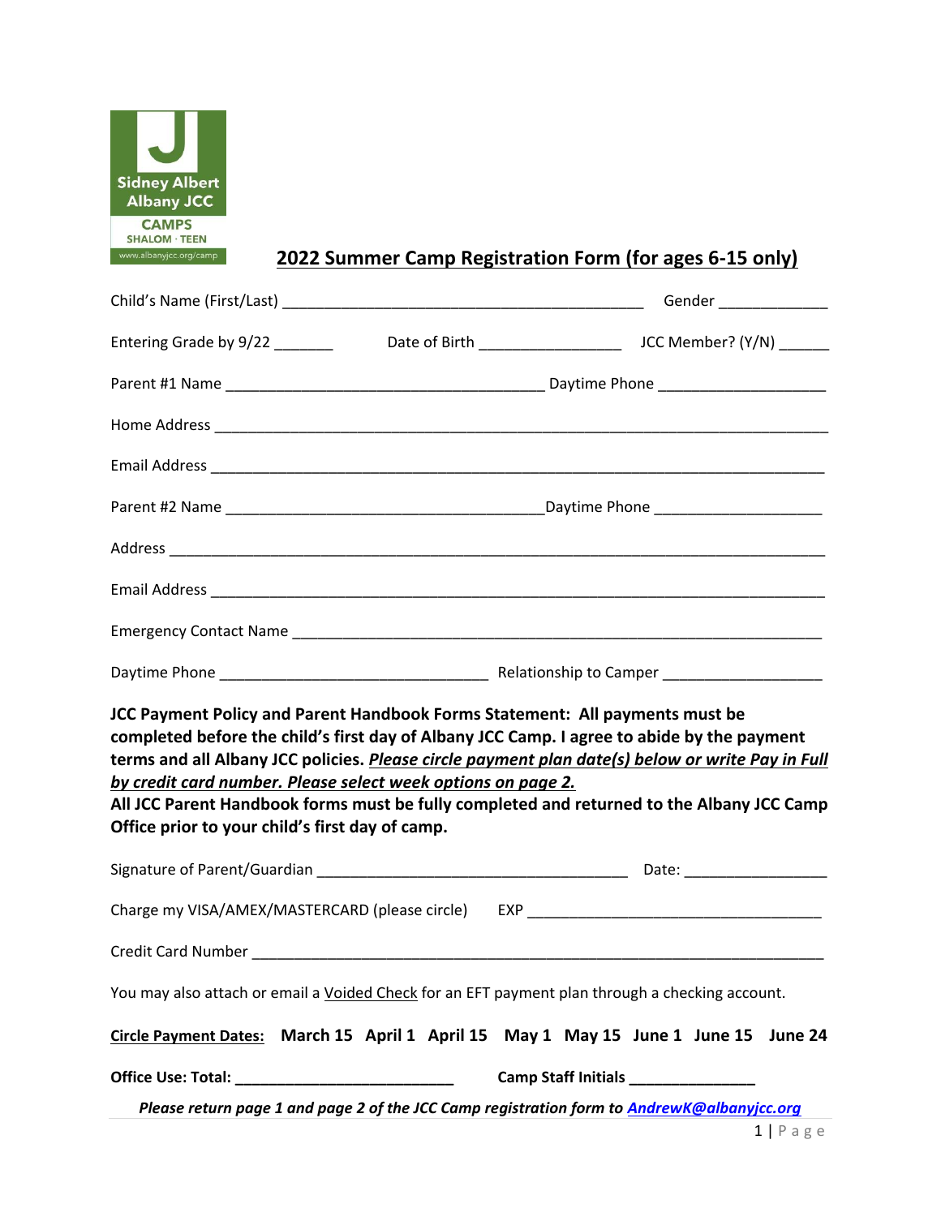Sidney Albert Albany JCC

CAMPS

SHALOM · TEEN

www.albanyjcc.org/camp

# 2022 Summer Camp Registration Form (for ages 6-15 only)

Child's Name (First/Last) ___________________________________________ Gender _____________

Entering Grade by 9/22 _______ Date of Birth _________________ JCC Member? (Y/N) ______

Parent #1 Name ______________________________________ Daytime Phone ____________________

Home Address _________________________________________________________________________

Email Address _________________________________________________________________________

Parent #2 Name ______________________________________Daytime Phone ____________________

Address _______________________________________________________________________________

Email Address _________________________________________________________________________

Emergency Contact Name _________________________________________________________________

Daytime Phone ________________________________ Relationship to Camper ___________________

**JCC Payment Policy and Parent Handbook Forms Statement: All payments must be completed before the child's first day of Albany JCC Camp. I agree to abide by the payment terms and all Albany JCC policies. *Please circle payment plan date(s) below or write Pay in Full by credit card number. Please select week options on page 2.***
**All JCC Parent Handbook forms must be fully completed and returned to the Albany JCC Camp Office prior to your child's first day of camp.**

Signature of Parent/Guardian _____________________________________ Date: _________________

Charge my VISA/AMEX/MASTERCARD (please circle) EXP ___________________________________

Credit Card Number ______________________________________________________________________

You may also attach or email a Voided Check for an EFT payment plan through a checking account.

**Circle Payment Dates:** **March 15 April 1 April 15 May 1 May 15 June 1 June 15 June 24**

**Office Use: Total: _________________________** **Camp Staff Initials _______________**

***Please return page 1 and page 2 of the JCC Camp registration form to AndrewK@albanyjcc.org***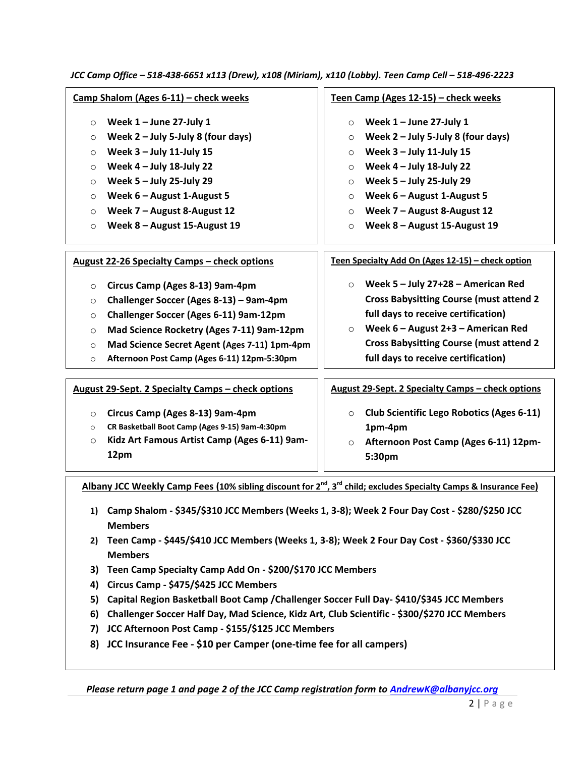*JCC Camp Office – 518-438-6651 x113 (Drew), x108 (Miriam), x110 (Lobby). Teen Camp Cell – 518-496-2223*

**Camp Shalom (Ages 6-11) – check weeks**

- **Week 1 – June 27-July 1**
- **Week 2 – July 5-July 8 (four days)**
- **Week 3 – July 11-July 15**
- **Week 4 – July 18-July 22**
- **Week 5 – July 25-July 29**
- **Week 6 – August 1-August 5**
- **Week 7 – August 8-August 12**
- **Week 8 – August 15-August 19**

**Teen Camp (Ages 12-15) – check weeks**

- **Week 1 – June 27-July 1**
- **Week 2 – July 5-July 8 (four days)**
- **Week 3 – July 11-July 15**
- **Week 4 – July 18-July 22**
- **Week 5 – July 25-July 29**
- **Week 6 – August 1-August 5**
- **Week 7 – August 8-August 12**
- **Week 8 – August 15-August 19**

**August 22-26 Specialty Camps – check options**

- **Circus Camp (Ages 8-13) 9am-4pm**
- **Challenger Soccer (Ages 8-13) – 9am-4pm**
- **Challenger Soccer (Ages 6-11) 9am-12pm**
- **Mad Science Rocketry (Ages 7-11) 9am-12pm**
- **Mad Science Secret Agent (Ages 7-11) 1pm-4pm**
- **Afternoon Post Camp (Ages 6-11) 12pm-5:30pm**

**Teen Specialty Add On (Ages 12-15) – check option**

- **Week 5 – July 27+28 – American Red Cross Babysitting Course (must attend 2 full days to receive certification)**
- **Week 6 – August 2+3 – American Red Cross Babysitting Course (must attend 2 full days to receive certification)**

**August 29-Sept. 2 Specialty Camps – check options**

- **Circus Camp (Ages 8-13) 9am-4pm**
- **CR Basketball Boot Camp (Ages 9-15) 9am-4:30pm**
- **Kidz Art Famous Artist Camp (Ages 6-11) 9am-12pm**

**August 29-Sept. 2 Specialty Camps – check options**

- **Club Scientific Lego Robotics (Ages 6-11) 1pm-4pm**
- **Afternoon Post Camp (Ages 6-11) 12pm-5:30pm**

**Albany JCC Weekly Camp Fees (10% sibling discount for 2nd, 3rd child; excludes Specialty Camps & Insurance Fee)**

1) **Camp Shalom - $345/$310 JCC Members (Weeks 1, 3-8); Week 2 Four Day Cost - $280/$250 JCC Members**
2) **Teen Camp - $445/$410 JCC Members (Weeks 1, 3-8); Week 2 Four Day Cost - $360/$330 JCC Members**
3) **Teen Camp Specialty Camp Add On - $200/$170 JCC Members**
4) **Circus Camp - $475/$425 JCC Members**
5) **Capital Region Basketball Boot Camp /Challenger Soccer Full Day- $410/$345 JCC Members**
6) **Challenger Soccer Half Day, Mad Science, Kidz Art, Club Scientific - $300/$270 JCC Members**
7) **JCC Afternoon Post Camp - $155/$125 JCC Members**
8) **JCC Insurance Fee - $10 per Camper (one-time fee for all campers)**

***Please return page 1 and page 2 of the JCC Camp registration form to AndrewK@albanyjcc.org***